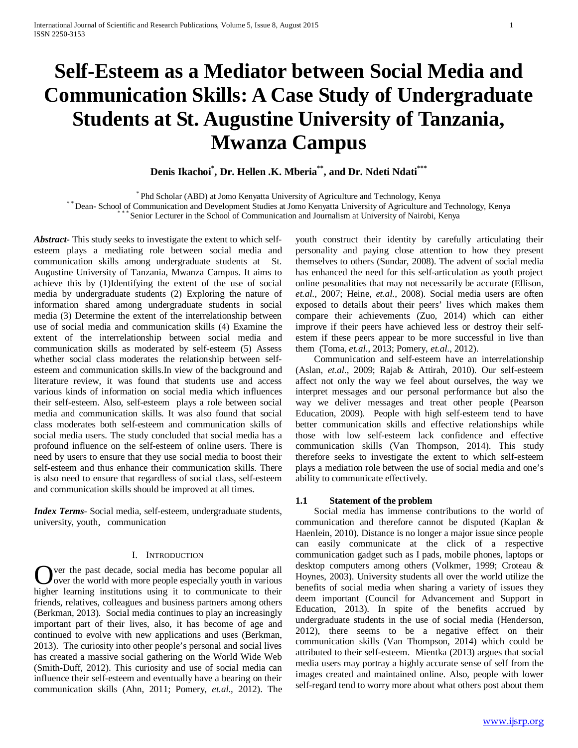# Self-Esteem as a Mediator between Social Media and Communication Skills: A Case Study of Undergraduate Students at St. Augustine University of Tanzania, Mwanza Campus

**Denis Ikachoi[*], Dr. Hellen .K. Mberia[**], and Dr. Ndeti Ndati[***]**

[*] Phd Scholar (ABD) at Jomo Kenyatta University of Agriculture and Technology, Kenya
[**] Dean- School of Communication and Development Studies at Jomo Kenyatta University of Agriculture and Technology, Kenya
[***] Senior Lecturer in the School of Communication and Journalism at University of Nairobi, Kenya

***Abstract***- This study seeks to investigate the extent to which self-esteem plays a mediating role between social media and communication skills among undergraduate students at St. Augustine University of Tanzania, Mwanza Campus. It aims to achieve this by (1)Identifying the extent of the use of social media by undergraduate students (2) Exploring the nature of information shared among undergraduate students in social media (3) Determine the extent of the interrelationship between use of social media and communication skills (4) Examine the extent of the interrelationship between social media and communication skills as moderated by self-esteem (5) Assess whether social class moderates the relationship between self-esteem and communication skills.In view of the background and literature review, it was found that students use and access various kinds of information on social media which influences their self-esteem. Also, self-esteem plays a role between social media and communication skills. It was also found that social class moderates both self-esteem and communication skills of social media users. The study concluded that social media has a profound influence on the self-esteem of online users. There is need by users to ensure that they use social media to boost their self-esteem and thus enhance their communication skills. There is also need to ensure that regardless of social class, self-esteem and communication skills should be improved at all times.

***Index Terms***- Social media, self-esteem, undergraduate students, university, youth, communication

## I. Introduction

Over the past decade, social media has become popular all over the world with more people especially youth in various higher learning institutions using it to communicate to their friends, relatives, colleagues and business partners among others (Berkman, 2013). Social media continues to play an increasingly important part of their lives, also, it has become of age and continued to evolve with new applications and uses (Berkman, 2013). The curiosity into other people's personal and social lives has created a massive social gathering on the World Wide Web (Smith-Duff, 2012). This curiosity and use of social media can influence their self-esteem and eventually have a bearing on their communication skills (Ahn, 2011; Pomery, *et.al*., 2012). The youth construct their identity by carefully articulating their personality and paying close attention to how they present themselves to others (Sundar, 2008). The advent of social media has enhanced the need for this self-articulation as youth project online pesonalities that may not necessarily be accurate (Ellison, *et.al*., 2007; Heine, *et.al*., 2008). Social media users are often exposed to details about their peers' lives which makes them compare their achievements (Zuo, 2014) which can either improve if their peers have achieved less or destroy their self-estem if these peers appear to be more successful in live than them (Toma, *et.al.*, 2013; Pomery, *et.al*., 2012).

Communication and self-esteem have an interrelationship (Aslan, *et.al*., 2009; Rajab & Attirah, 2010). Our self-esteem affect not only the way we feel about ourselves, the way we interpret messages and our personal performance but also the way we deliver messages and treat other people (Pearson Education, 2009). People with high self-esteem tend to have better communication skills and effective relationships while those with low self-esteem lack confidence and effective communication skills (Van Thompson, 2014). This study therefore seeks to investigate the extent to which self-esteem plays a mediation role between the use of social media and one's ability to communicate effectively.

### 1.1 Statement of the problem

Social media has immense contributions to the world of communication and therefore cannot be disputed (Kaplan & Haenlein, 2010). Distance is no longer a major issue since people can easily communicate at the click of a respective communication gadget such as I pads, mobile phones, laptops or desktop computers among others (Volkmer, 1999; Croteau & Hoynes, 2003). University students all over the world utilize the benefits of social media when sharing a variety of issues they deem important (Council for Advancement and Support in Education, 2013). In spite of the benefits accrued by undergraduate students in the use of social media (Henderson, 2012), there seems to be a negative effect on their communication skills (Van Thompson, 2014) which could be attributed to their self-esteem. Mientka (2013) argues that social media users may portray a highly accurate sense of self from the images created and maintained online. Also, people with lower self-regard tend to worry more about what others post about them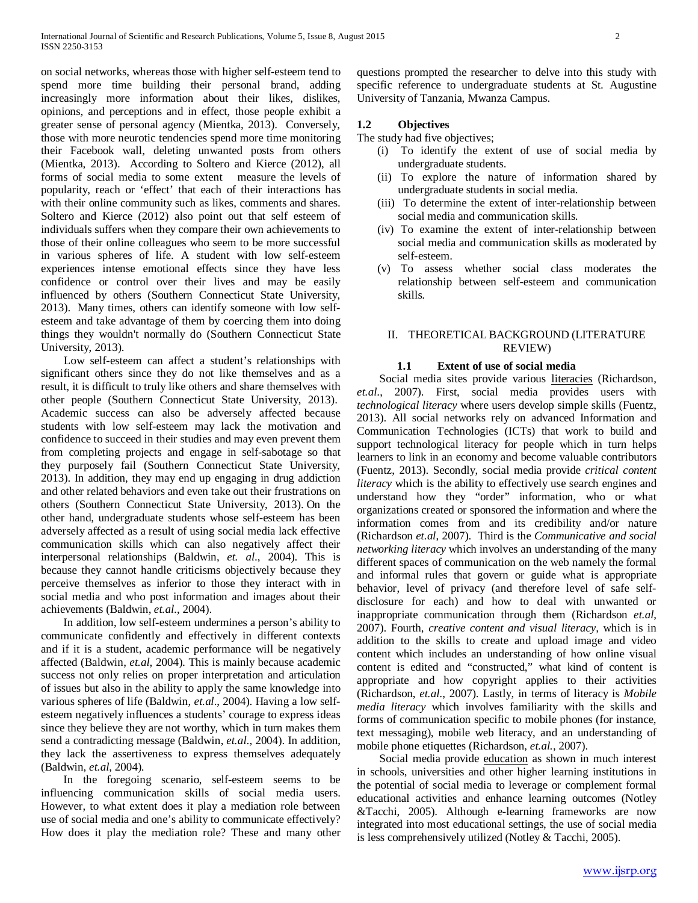on social networks, whereas those with higher self-esteem tend to spend more time building their personal brand, adding increasingly more information about their likes, dislikes, opinions, and perceptions and in effect, those people exhibit a greater sense of personal agency (Mientka, 2013). Conversely, those with more neurotic tendencies spend more time monitoring their Facebook wall, deleting unwanted posts from others (Mientka, 2013). According to Soltero and Kierce (2012), all forms of social media to some extent measure the levels of popularity, reach or 'effect' that each of their interactions has with their online community such as likes, comments and shares. Soltero and Kierce (2012) also point out that self esteem of individuals suffers when they compare their own achievements to those of their online colleagues who seem to be more successful in various spheres of life. A student with low self-esteem experiences intense emotional effects since they have less confidence or control over their lives and may be easily influenced by others (Southern Connecticut State University, 2013). Many times, others can identify someone with low self-esteem and take advantage of them by coercing them into doing things they wouldn't normally do (Southern Connecticut State University, 2013).

Low self-esteem can affect a student's relationships with significant others since they do not like themselves and as a result, it is difficult to truly like others and share themselves with other people (Southern Connecticut State University, 2013). Academic success can also be adversely affected because students with low self-esteem may lack the motivation and confidence to succeed in their studies and may even prevent them from completing projects and engage in self-sabotage so that they purposely fail (Southern Connecticut State University, 2013). In addition, they may end up engaging in drug addiction and other related behaviors and even take out their frustrations on others (Southern Connecticut State University, 2013). On the other hand, undergraduate students whose self-esteem has been adversely affected as a result of using social media lack effective communication skills which can also negatively affect their interpersonal relationships (Baldwin, *et. al*., 2004). This is because they cannot handle criticisms objectively because they perceive themselves as inferior to those they interact with in social media and who post information and images about their achievements (Baldwin, *et.al*., 2004).

In addition, low self-esteem undermines a person's ability to communicate confidently and effectively in different contexts and if it is a student, academic performance will be negatively affected (Baldwin, *et.al*, 2004). This is mainly because academic success not only relies on proper interpretation and articulation of issues but also in the ability to apply the same knowledge into various spheres of life (Baldwin, *et.al*., 2004). Having a low self-esteem negatively influences a students' courage to express ideas since they believe they are not worthy, which in turn makes them send a contradicting message (Baldwin, *et.al*., 2004). In addition, they lack the assertiveness to express themselves adequately (Baldwin, *et.al*, 2004).

In the foregoing scenario, self-esteem seems to be influencing communication skills of social media users. However, to what extent does it play a mediation role between use of social media and one's ability to communicate effectively? How does it play the mediation role? These and many other questions prompted the researcher to delve into this study with specific reference to undergraduate students at St. Augustine University of Tanzania, Mwanza Campus.

### 1.2 Objectives

The study had five objectives;

(i) To identify the extent of use of social media by undergraduate students.
(ii) To explore the nature of information shared by undergraduate students in social media.
(iii) To determine the extent of inter-relationship between social media and communication skills.
(iv) To examine the extent of inter-relationship between social media and communication skills as moderated by self-esteem.
(v) To assess whether social class moderates the relationship between self-esteem and communication skills.

## II. THEORETICAL BACKGROUND (LITERATURE REVIEW)

### 1.1 Extent of use of social media

Social media sites provide various literacies (Richardson, *et.al*., 2007). First, social media provides users with *technological literacy* where users develop simple skills (Fuentz, 2013). All social networks rely on advanced Information and Communication Technologies (ICTs) that work to build and support technological literacy for people which in turn helps learners to link in an economy and become valuable contributors (Fuentz, 2013). Secondly, social media provide *critical content literacy* which is the ability to effectively use search engines and understand how they "order" information, who or what organizations created or sponsored the information and where the information comes from and its credibility and/or nature (Richardson *et.al*, 2007). Third is the *Communicative and social networking literacy* which involves an understanding of the many different spaces of communication on the web namely the formal and informal rules that govern or guide what is appropriate behavior, level of privacy (and therefore level of safe self-disclosure for each) and how to deal with unwanted or inappropriate communication through them (Richardson *et.al*, 2007). Fourth, *creative content and visual literacy*, which is in addition to the skills to create and upload image and video content which includes an understanding of how online visual content is edited and "constructed," what kind of content is appropriate and how copyright applies to their activities (Richardson, *et.al*., 2007). Lastly, in terms of literacy is *Mobile media literacy* which involves familiarity with the skills and forms of communication specific to mobile phones (for instance, text messaging), mobile web literacy, and an understanding of mobile phone etiquettes (Richardson, *et.al.*, 2007).

Social media provide education as shown in much interest in schools, universities and other higher learning institutions in the potential of social media to leverage or complement formal educational activities and enhance learning outcomes (Notley &Tacchi, 2005). Although e-learning frameworks are now integrated into most educational settings, the use of social media is less comprehensively utilized (Notley & Tacchi, 2005).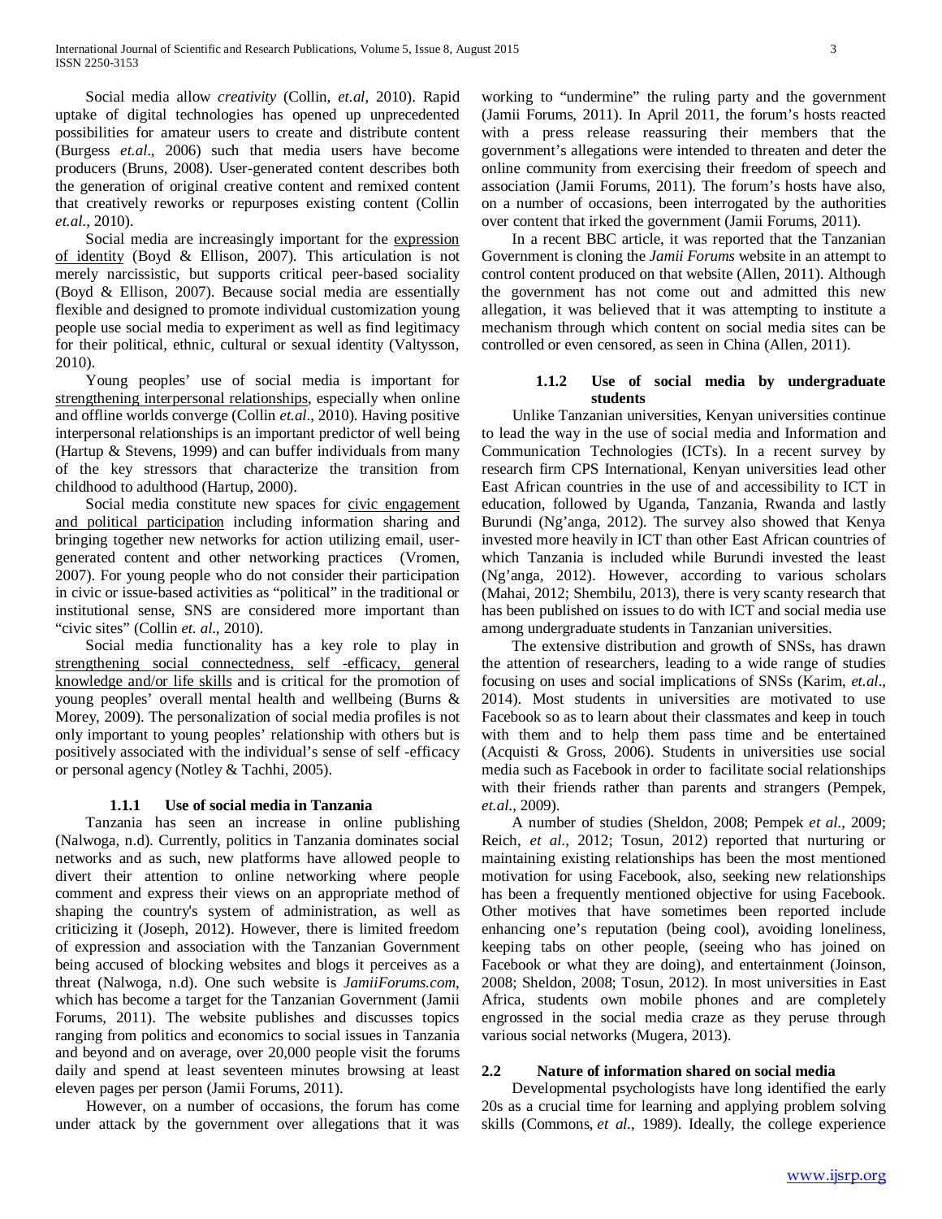Social media allow *creativity* (Collin, *et.al*, 2010). Rapid uptake of digital technologies has opened up unprecedented possibilities for amateur users to create and distribute content (Burgess *et.al*., 2006) such that media users have become producers (Bruns, 2008). User-generated content describes both the generation of original creative content and remixed content that creatively reworks or repurposes existing content (Collin *et.al*., 2010).

Social media are increasingly important for the expression of identity (Boyd & Ellison, 2007). This articulation is not merely narcissistic, but supports critical peer-based sociality (Boyd & Ellison, 2007). Because social media are essentially flexible and designed to promote individual customization young people use social media to experiment as well as find legitimacy for their political, ethnic, cultural or sexual identity (Valtysson, 2010).

Young peoples' use of social media is important for strengthening interpersonal relationships, especially when online and offline worlds converge (Collin *et.al*., 2010). Having positive interpersonal relationships is an important predictor of well being (Hartup & Stevens, 1999) and can buffer individuals from many of the key stressors that characterize the transition from childhood to adulthood (Hartup, 2000).

Social media constitute new spaces for civic engagement and political participation including information sharing and bringing together new networks for action utilizing email, user-generated content and other networking practices (Vromen, 2007). For young people who do not consider their participation in civic or issue-based activities as "political" in the traditional or institutional sense, SNS are considered more important than "civic sites" (Collin *et. al*., 2010).

Social media functionality has a key role to play in strengthening social connectedness, self -efficacy, general knowledge and/or life skills and is critical for the promotion of young peoples' overall mental health and wellbeing (Burns & Morey, 2009). The personalization of social media profiles is not only important to young peoples' relationship with others but is positively associated with the individual's sense of self -efficacy or personal agency (Notley & Tachhi, 2005).

#### 1.1.1 Use of social media in Tanzania

Tanzania has seen an increase in online publishing (Nalwoga, n.d). Currently, politics in Tanzania dominates social networks and as such, new platforms have allowed people to divert their attention to online networking where people comment and express their views on an appropriate method of shaping the country's system of administration, as well as criticizing it (Joseph, 2012). However, there is limited freedom of expression and association with the Tanzanian Government being accused of blocking websites and blogs it perceives as a threat (Nalwoga, n.d). One such website is *JamiiForums.com*, which has become a target for the Tanzanian Government (Jamii Forums, 2011). The website publishes and discusses topics ranging from politics and economics to social issues in Tanzania and beyond and on average, over 20,000 people visit the forums daily and spend at least seventeen minutes browsing at least eleven pages per person (Jamii Forums, 2011).

However, on a number of occasions, the forum has come under attack by the government over allegations that it was working to "undermine" the ruling party and the government (Jamii Forums, 2011). In April 2011, the forum's hosts reacted with a press release reassuring their members that the government's allegations were intended to threaten and deter the online community from exercising their freedom of speech and association (Jamii Forums, 2011). The forum's hosts have also, on a number of occasions, been interrogated by the authorities over content that irked the government (Jamii Forums, 2011).

In a recent BBC article, it was reported that the Tanzanian Government is cloning the *Jamii Forums* website in an attempt to control content produced on that website (Allen, 2011). Although the government has not come out and admitted this new allegation, it was believed that it was attempting to institute a mechanism through which content on social media sites can be controlled or even censored, as seen in China (Allen, 2011).

#### 1.1.2 Use of social media by undergraduate students

Unlike Tanzanian universities, Kenyan universities continue to lead the way in the use of social media and Information and Communication Technologies (ICTs). In a recent survey by research firm CPS International, Kenyan universities lead other East African countries in the use of and accessibility to ICT in education, followed by Uganda, Tanzania, Rwanda and lastly Burundi (Ng'anga, 2012). The survey also showed that Kenya invested more heavily in ICT than other East African countries of which Tanzania is included while Burundi invested the least (Ng'anga, 2012). However, according to various scholars (Mahai, 2012; Shembilu, 2013), there is very scanty research that has been published on issues to do with ICT and social media use among undergraduate students in Tanzanian universities.

The extensive distribution and growth of SNSs, has drawn the attention of researchers, leading to a wide range of studies focusing on uses and social implications of SNSs (Karim, *et.al*., 2014). Most students in universities are motivated to use Facebook so as to learn about their classmates and keep in touch with them and to help them pass time and be entertained (Acquisti & Gross, 2006). Students in universities use social media such as Facebook in order to facilitate social relationships with their friends rather than parents and strangers (Pempek, *et.al*., 2009).

A number of studies (Sheldon, 2008; Pempek *et al*., 2009; Reich, *et al*., 2012; Tosun, 2012) reported that nurturing or maintaining existing relationships has been the most mentioned motivation for using Facebook, also, seeking new relationships has been a frequently mentioned objective for using Facebook. Other motives that have sometimes been reported include enhancing one's reputation (being cool), avoiding loneliness, keeping tabs on other people, (seeing who has joined on Facebook or what they are doing), and entertainment (Joinson, 2008; Sheldon, 2008; Tosun, 2012). In most universities in East Africa, students own mobile phones and are completely engrossed in the social media craze as they peruse through various social networks (Mugera, 2013).

### 2.2 Nature of information shared on social media

Developmental psychologists have long identified the early 20s as a crucial time for learning and applying problem solving skills (Commons, *et al*., 1989). Ideally, the college experience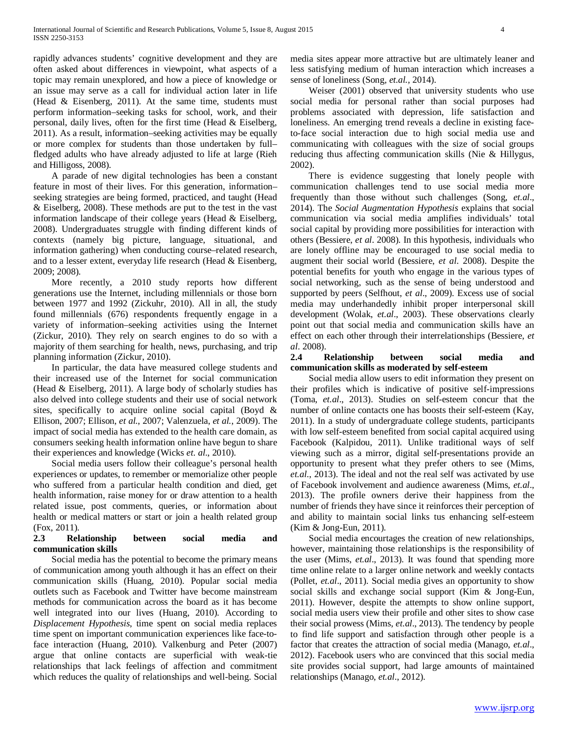rapidly advances students' cognitive development and they are often asked about differences in viewpoint, what aspects of a topic may remain unexplored, and how a piece of knowledge or an issue may serve as a call for individual action later in life (Head & Eisenberg, 2011). At the same time, students must perform information–seeking tasks for school, work, and their personal, daily lives, often for the first time (Head & Eiselberg, 2011). As a result, information–seeking activities may be equally or more complex for students than those undertaken by full–fledged adults who have already adjusted to life at large (Rieh and Hilligoss, 2008).

A parade of new digital technologies has been a constant feature in most of their lives. For this generation, information–seeking strategies are being formed, practiced, and taught (Head & Eiselberg, 2008). These methods are put to the test in the vast information landscape of their college years (Head & Eiselberg, 2008). Undergraduates struggle with finding different kinds of contexts (namely big picture, language, situational, and information gathering) when conducting course–related research, and to a lesser extent, everyday life research (Head & Eisenberg, 2009; 2008).

More recently, a 2010 study reports how different generations use the Internet, including millennials or those born between 1977 and 1992 (Zickuhr, 2010). All in all, the study found millennials (676) respondents frequently engage in a variety of information–seeking activities using the Internet (Zickur, 2010). They rely on search engines to do so with a majority of them searching for health, news, purchasing, and trip planning information (Zickur, 2010).

In particular, the data have measured college students and their increased use of the Internet for social communication (Head & Eiselberg, 2011). A large body of scholarly studies has also delved into college students and their use of social network sites, specifically to acquire online social capital (Boyd & Ellison, 2007; Ellison, *et al.*, 2007; Valenzuela, *et al.*, 2009). The impact of social media has extended to the health care domain, as consumers seeking health information online have begun to share their experiences and knowledge (Wicks *et. al*., 2010).

Social media users follow their colleague's personal health experiences or updates, to remember or memorialize other people who suffered from a particular health condition and died, get health information, raise money for or draw attention to a health related issue, post comments, queries, or information about health or medical matters or start or join a health related group (Fox, 2011).

### 2.3 Relationship between social media and communication skills

Social media has the potential to become the primary means of communication among youth although it has an effect on their communication skills (Huang, 2010). Popular social media outlets such as Facebook and Twitter have become mainstream methods for communication across the board as it has become well integrated into our lives (Huang, 2010). According to *Displacement Hypothesis*, time spent on social media replaces time spent on important communication experiences like face-to-face interaction (Huang, 2010). Valkenburg and Peter (2007) argue that online contacts are superficial with weak-tie relationships that lack feelings of affection and commitment which reduces the quality of relationships and well-being. Social media sites appear more attractive but are ultimately leaner and less satisfying medium of human interaction which increases a sense of loneliness (Song, *et.al.*, 2014).

Weiser (2001) observed that university students who use social media for personal rather than social purposes had problems associated with depression, life satisfaction and loneliness. An emerging trend reveals a decline in existing face-to-face social interaction due to high social media use and communicating with colleagues with the size of social groups reducing thus affecting communication skills (Nie & Hillygus, 2002).

There is evidence suggesting that lonely people with communication challenges tend to use social media more frequently than those without such challenges (Song, *et.al*., 2014). The *Social Augmentation Hypothesis* explains that social communication via social media amplifies individuals' total social capital by providing more possibilities for interaction with others (Bessiere, *et al*. 2008). In this hypothesis, individuals who are lonely offline may be encouraged to use social media to augment their social world (Bessiere, *et al*. 2008). Despite the potential benefits for youth who engage in the various types of social networking, such as the sense of being understood and supported by peers (Selfhout, *et al*., 2009). Excess use of social media may underhandedly inhibit proper interpersonal skill development (Wolak, *et.al*., 2003). These observations clearly point out that social media and communication skills have an effect on each other through their interrelationships (Bessiere, *et al*. 2008).

### 2.4 Relationship between social media and communication skills as moderated by self-esteem

Social media allow users to edit information they present on their profiles which is indicative of positive self-impressions (Toma, *et.al*., 2013). Studies on self-esteem concur that the number of online contacts one has boosts their self-esteem (Kay, 2011). In a study of undergraduate college students, participants with low self-esteem benefited from social capital acquired using Facebook (Kalpidou, 2011). Unlike traditional ways of self viewing such as a mirror, digital self-presentations provide an opportunity to present what they prefer others to see (Mims, *et.al*., 2013). The ideal and not the real self was activated by use of Facebook involvement and audience awareness (Mims, *et.al*., 2013). The profile owners derive their happiness from the number of friends they have since it reinforces their perception of and ability to maintain social links tus enhancing self-esteem (Kim & Jong-Eun, 2011).

Social media encourages the creation of new relationships, however, maintaining those relationships is the responsibility of the user (Mims, *et.al*., 2013). It was found that spending more time online relate to a larger online network and weekly contacts (Pollet, *et.al*., 2011). Social media gives an opportunity to show social skills and exchange social support (Kim & Jong-Eun, 2011). However, despite the attempts to show online support, social media users view their profile and other sites to show case their social prowess (Mims, *et.al*., 2013). The tendency by people to find life support and satisfaction through other people is a factor that creates the attraction of social media (Manago, *et.al*., 2012). Facebook users who are convinced that this social media site provides social support, had large amounts of maintained relationships (Manago, *et.al*., 2012).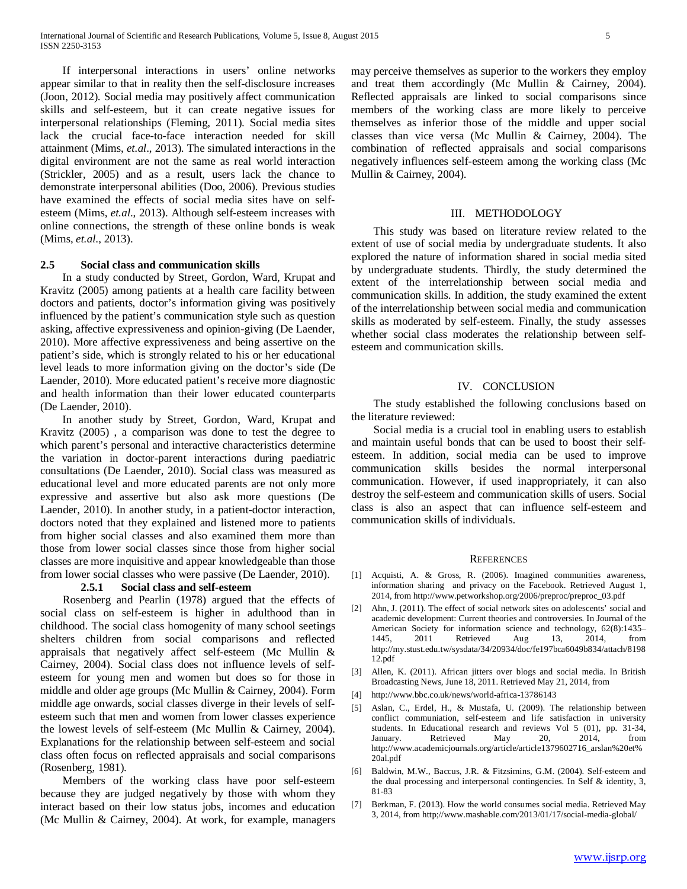If interpersonal interactions in users' online networks appear similar to that in reality then the self-disclosure increases (Joon, 2012). Social media may positively affect communication skills and self-esteem, but it can create negative issues for interpersonal relationships (Fleming, 2011). Social media sites lack the crucial face-to-face interaction needed for skill attainment (Mims, *et.al*., 2013). The simulated interactions in the digital environment are not the same as real world interaction (Strickler, 2005) and as a result, users lack the chance to demonstrate interpersonal abilities (Doo, 2006). Previous studies have examined the effects of social media sites have on self-esteem (Mims, *et.al*., 2013). Although self-esteem increases with online connections, the strength of these online bonds is weak (Mims, *et.al.*, 2013).

### 2.5 Social class and communication skills

In a study conducted by Street, Gordon, Ward, Krupat and Kravitz (2005) among patients at a health care facility between doctors and patients, doctor's information giving was positively influenced by the patient's communication style such as question asking, affective expressiveness and opinion-giving (De Laender, 2010). More affective expressiveness and being assertive on the patient's side, which is strongly related to his or her educational level leads to more information giving on the doctor's side (De Laender, 2010). More educated patient's receive more diagnostic and health information than their lower educated counterparts (De Laender, 2010).

In another study by Street, Gordon, Ward, Krupat and Kravitz (2005) , a comparison was done to test the degree to which parent's personal and interactive characteristics determine the variation in doctor-parent interactions during paediatric consultations (De Laender, 2010). Social class was measured as educational level and more educated parents are not only more expressive and assertive but also ask more questions (De Laender, 2010). In another study, in a patient-doctor interaction, doctors noted that they explained and listened more to patients from higher social classes and also examined them more than those from lower social classes since those from higher social classes are more inquisitive and appear knowledgeable than those from lower social classes who were passive (De Laender, 2010).

#### 2.5.1 Social class and self-esteem

Rosenberg and Pearlin (1978) argued that the effects of social class on self-esteem is higher in adulthood than in childhood. The social class homogenity of many school seetings shelters children from social comparisons and reflected appraisals that negatively affect self-esteem (Mc Mullin & Cairney, 2004). Social class does not influence levels of self-esteem for young men and women but does so for those in middle and older age groups (Mc Mullin & Cairney, 2004). Form middle age onwards, social classes diverge in their levels of self-esteem such that men and women from lower classes experience the lowest levels of self-esteem (Mc Mullin & Cairney, 2004). Explanations for the relationship between self-esteem and social class often focus on reflected appraisals and social comparisons (Rosenberg, 1981).

Members of the working class have poor self-esteem because they are judged negatively by those with whom they interact based on their low status jobs, incomes and education (Mc Mullin & Cairney, 2004). At work, for example, managers may perceive themselves as superior to the workers they employ and treat them accordingly (Mc Mullin & Cairney, 2004). Reflected appraisals are linked to social comparisons since members of the working class are more likely to perceive themselves as inferior those of the middle and upper social classes than vice versa (Mc Mullin & Cairney, 2004). The combination of reflected appraisals and social comparisons negatively influences self-esteem among the working class (Mc Mullin & Cairney, 2004).

## III. METHODOLOGY

This study was based on literature review related to the extent of use of social media by undergraduate students. It also explored the nature of information shared in social media sited by undergraduate students. Thirdly, the study determined the extent of the interrelationship between social media and communication skills. In addition, the study examined the extent of the interrelationship between social media and communication skills as moderated by self-esteem. Finally, the study assesses whether social class moderates the relationship between self-esteem and communication skills.

## IV. CONCLUSION

The study established the following conclusions based on the literature reviewed:

Social media is a crucial tool in enabling users to establish and maintain useful bonds that can be used to boost their self-esteem. In addition, social media can be used to improve communication skills besides the normal interpersonal communication. However, if used inappropriately, it can also destroy the self-esteem and communication skills of users. Social class is also an aspect that can influence self-esteem and communication skills of individuals.

## REFERENCES

[1] Acquisti, A. & Gross, R. (2006). Imagined communities awareness, information sharing and privacy on the Facebook. Retrieved August 1, 2014, from http://www.petworkshop.org/2006/preproc/preproc_03.pdf

[2] Ahn, J. (2011). The effect of social network sites on adolescents' social and academic development: Current theories and controversies. In Journal of the American Society for information science and technology, 62(8):1435–1445, 2011 Retrieved Aug 13, 2014, from http://my.stust.edu.tw/sysdata/34/20934/doc/fe197bca6049b834/attach/819812.pdf

[3] Allen, K. (2011). African jitters over blogs and social media. In British Broadcasting News, June 18, 2011. Retrieved May 21, 2014, from

[4] http://www.bbc.co.uk/news/world-africa-13786143

[5] Aslan, C., Erdel, H., & Mustafa, U. (2009). The relationship between conflict communiation, self-esteem and life satisfaction in university students. In Educational research and reviews Vol 5 (01), pp. 31-34, January. Retrieved May 20, 2014, from http://www.academicjournals.org/article/article1379602716_arslan%20et%20al.pdf

[6] Baldwin, M.W., Baccus, J.R. & Fitzsimins, G.M. (2004). Self-esteem and the dual processing and interpersonal contingencies. In Self & identity, 3, 81-83

[7] Berkman, F. (2013). How the world consumes social media. Retrieved May 3, 2014, from http;//www.mashable.com/2013/01/17/social-media-global/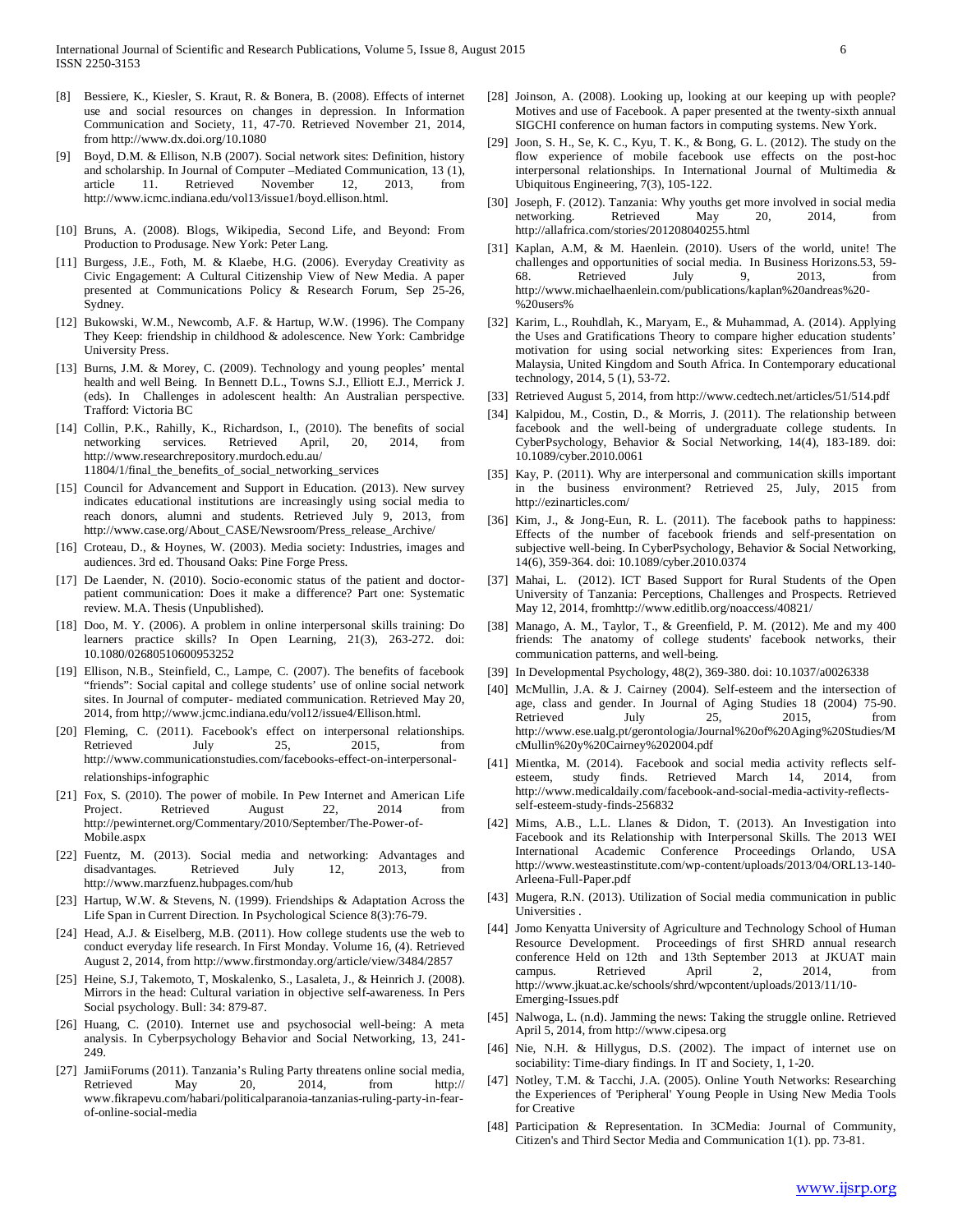[8] Bessiere, K., Kiesler, S. Kraut, R. & Bonera, B. (2008). Effects of internet use and social resources on changes in depression. In Information Communication and Society, 11, 47-70. Retrieved November 21, 2014, from http://www.dx.doi.org/10.1080

[9] Boyd, D.M. & Ellison, N.B (2007). Social network sites: Definition, history and scholarship. In Journal of Computer –Mediated Communication, 13 (1), article 11. Retrieved November 12, 2013, from http://www.icmc.indiana.edu/vol13/issue1/boyd.ellison.html.

[10] Bruns, A. (2008). Blogs, Wikipedia, Second Life, and Beyond: From Production to Produsage. New York: Peter Lang.

[11] Burgess, J.E., Foth, M. & Klaebe, H.G. (2006). Everyday Creativity as Civic Engagement: A Cultural Citizenship View of New Media. A paper presented at Communications Policy & Research Forum, Sep 25-26, Sydney.

[12] Bukowski, W.M., Newcomb, A.F. & Hartup, W.W. (1996). The Company They Keep: friendship in childhood & adolescence. New York: Cambridge University Press.

[13] Burns, J.M. & Morey, C. (2009). Technology and young peoples' mental health and well Being. In Bennett D.L., Towns S.J., Elliott E.J., Merrick J. (eds). In Challenges in adolescent health: An Australian perspective. Trafford: Victoria BC

[14] Collin, P.K., Rahilly, K., Richardson, I., (2010). The benefits of social networking services. Retrieved April, 20, 2014, from http://www.researchrepository.murdoch.edu.au/ 11804/1/final_the_benefits_of_social_networking_services

[15] Council for Advancement and Support in Education. (2013). New survey indicates educational institutions are increasingly using social media to reach donors, alumni and students. Retrieved July 9, 2013, from http://www.case.org/About_CASE/Newsroom/Press_release_Archive/

[16] Croteau, D., & Hoynes, W. (2003). Media society: Industries, images and audiences. 3rd ed. Thousand Oaks: Pine Forge Press.

[17] De Laender, N. (2010). Socio-economic status of the patient and doctor-patient communication: Does it make a difference? Part one: Systematic review. M.A. Thesis (Unpublished).

[18] Doo, M. Y. (2006). A problem in online interpersonal skills training: Do learners practice skills? In Open Learning, 21(3), 263-272. doi: 10.1080/02680510600953252

[19] Ellison, N.B., Steinfield, C., Lampe, C. (2007). The benefits of facebook "friends": Social capital and college students' use of online social network sites. In Journal of computer- mediated communication. Retrieved May 20, 2014, from http;//www.jcmc.indiana.edu/vol12/issue4/Ellison.html.

[20] Fleming, C. (2011). Facebook's effect on interpersonal relationships. Retrieved July 25, 2015, from http://www.communicationstudies.com/facebooks-effect-on-interpersonal-relationships-infographic

[21] Fox, S. (2010). The power of mobile. In Pew Internet and American Life Project. Retrieved August 22, 2014 from http://pewinternet.org/Commentary/2010/September/The-Power-of-Mobile.aspx

[22] Fuentz, M. (2013). Social media and networking: Advantages and disadvantages. Retrieved July 12, 2013, from http://www.marzfuenz.hubpages.com/hub

[23] Hartup, W.W. & Stevens, N. (1999). Friendships & Adaptation Across the Life Span in Current Direction. In Psychological Science 8(3):76-79.

[24] Head, A.J. & Eiselberg, M.B. (2011). How college students use the web to conduct everyday life research. In First Monday. Volume 16, (4). Retrieved August 2, 2014, from http://www.firstmonday.org/article/view/3484/2857

[25] Heine, S.J, Takemoto, T, Moskalenko, S., Lasaleta, J., & Heinrich J. (2008). Mirrors in the head: Cultural variation in objective self-awareness. In Pers Social psychology. Bull: 34: 879-87.

[26] Huang, C. (2010). Internet use and psychosocial well-being: A meta analysis. In Cyberpsychology Behavior and Social Networking, 13, 241-249.

[27] JamiiForums (2011). Tanzania's Ruling Party threatens online social media, Retrieved May 20, 2014, from http:// www.fikrapevu.com/habari/politicalparanoia-tanzanias-ruling-party-in-fear-of-online-social-media

[28] Joinson, A. (2008). Looking up, looking at our keeping up with people? Motives and use of Facebook. A paper presented at the twenty-sixth annual SIGCHI conference on human factors in computing systems. New York.

[29] Joon, S. H., Se, K. C., Kyu, T. K., & Bong, G. L. (2012). The study on the flow experience of mobile facebook use effects on the post-hoc interpersonal relationships. In International Journal of Multimedia & Ubiquitous Engineering, 7(3), 105-122.

[30] Joseph, F. (2012). Tanzania: Why youths get more involved in social media networking. Retrieved May 20, 2014, from http://allafrica.com/stories/201208040255.html

[31] Kaplan, A.M, & M. Haenlein. (2010). Users of the world, unite! The challenges and opportunities of social media. In Business Horizons.53, 59-68. Retrieved July 9, 2013, from http://www.michaelhaenlein.com/publications/kaplan%20andreas%20-%20users%

[32] Karim, L., Rouhdlah, K., Maryam, E., & Muhammad, A. (2014). Applying the Uses and Gratifications Theory to compare higher education students' motivation for using social networking sites: Experiences from Iran, Malaysia, United Kingdom and South Africa. In Contemporary educational technology, 2014, 5 (1), 53-72.

[33] Retrieved August 5, 2014, from http://www.cedtech.net/articles/51/514.pdf

[34] Kalpidou, M., Costin, D., & Morris, J. (2011). The relationship between facebook and the well-being of undergraduate college students. In CyberPsychology, Behavior & Social Networking, 14(4), 183-189. doi: 10.1089/cyber.2010.0061

[35] Kay, P. (2011). Why are interpersonal and communication skills important in the business environment? Retrieved 25, July, 2015 from http://ezinarticles.com/

[36] Kim, J., & Jong-Eun, R. L. (2011). The facebook paths to happiness: Effects of the number of facebook friends and self-presentation on subjective well-being. In CyberPsychology, Behavior & Social Networking, 14(6), 359-364. doi: 10.1089/cyber.2010.0374

[37] Mahai, L. (2012). ICT Based Support for Rural Students of the Open University of Tanzania: Perceptions, Challenges and Prospects. Retrieved May 12, 2014, fromhttp://www.editlib.org/noaccess/40821/

[38] Manago, A. M., Taylor, T., & Greenfield, P. M. (2012). Me and my 400 friends: The anatomy of college students' facebook networks, their communication patterns, and well-being.

[39] In Developmental Psychology, 48(2), 369-380. doi: 10.1037/a0026338

[40] McMullin, J.A. & J. Cairney (2004). Self-esteem and the intersection of age, class and gender. In Journal of Aging Studies 18 (2004) 75-90. Retrieved July 25, 2015, from http://www.ese.ualg.pt/gerontologia/Journal%20of%20Aging%20Studies/McMullin%20y%20Cairney%202004.pdf

[41] Mientka, M. (2014). Facebook and social media activity reflects self-esteem, study finds. Retrieved March 14, 2014, from http://www.medicaldaily.com/facebook-and-social-media-activity-reflects-self-esteem-study-finds-256832

[42] Mims, A.B., L.L. Llanes & Didon, T. (2013). An Investigation into Facebook and its Relationship with Interpersonal Skills. The 2013 WEI International Academic Conference Proceedings Orlando, USA http://www.westeastinstitute.com/wp-content/uploads/2013/04/ORL13-140-Arleena-Full-Paper.pdf

[43] Mugera, R.N. (2013). Utilization of Social media communication in public Universities .

[44] Jomo Kenyatta University of Agriculture and Technology School of Human Resource Development. Proceedings of first SHRD annual research conference Held on 12th and 13th September 2013 at JKUAT main campus. Retrieved April 2, 2014, from http://www.jkuat.ac.ke/schools/shrd/wpcontent/uploads/2013/11/10-Emerging-Issues.pdf

[45] Nalwoga, L. (n.d). Jamming the news: Taking the struggle online. Retrieved April 5, 2014, from http://www.cipesa.org

[46] Nie, N.H. & Hillygus, D.S. (2002). The impact of internet use on sociability: Time-diary findings. In IT and Society, 1, 1-20.

[47] Notley, T.M. & Tacchi, J.A. (2005). Online Youth Networks: Researching the Experiences of 'Peripheral' Young People in Using New Media Tools for Creative

[48] Participation & Representation. In 3CMedia: Journal of Community, Citizen's and Third Sector Media and Communication 1(1). pp. 73-81.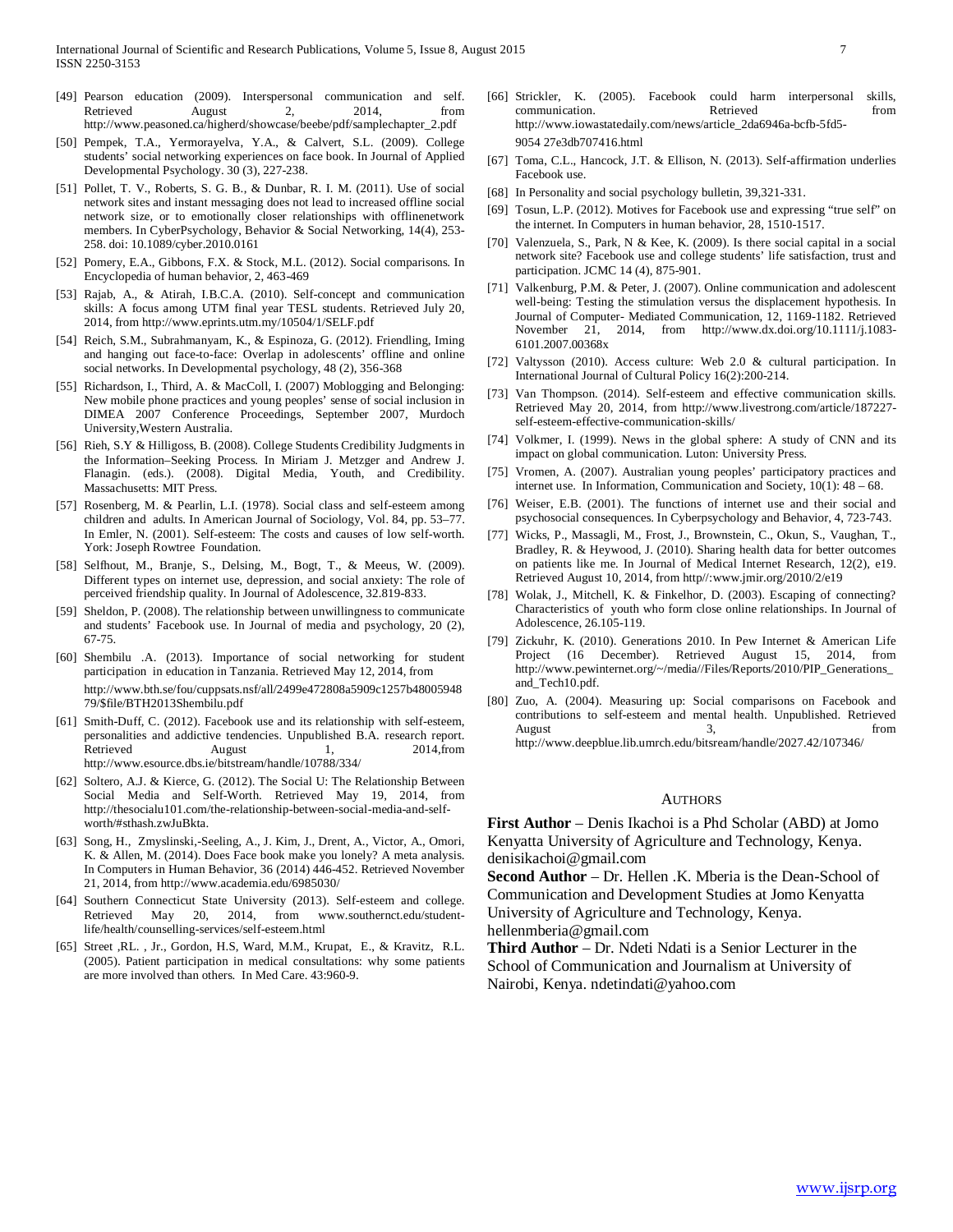[49] Pearson education (2009). Interspersonal communication and self. Retrieved August 2, 2014, from http://www.peasoned.ca/higherd/showcase/beebe/pdf/samplechapter_2.pdf

[50] Pempek, T.A., Yermorayelva, Y.A., & Calvert, S.L. (2009). College students' social networking experiences on face book. In Journal of Applied Developmental Psychology. 30 (3), 227-238.

[51] Pollet, T. V., Roberts, S. G. B., & Dunbar, R. I. M. (2011). Use of social network sites and instant messaging does not lead to increased offline social network size, or to emotionally closer relationships with offlinenetwork members. In CyberPsychology, Behavior & Social Networking, 14(4), 253-258. doi: 10.1089/cyber.2010.0161

[52] Pomery, E.A., Gibbons, F.X. & Stock, M.L. (2012). Social comparisons. In Encyclopedia of human behavior, 2, 463-469

[53] Rajab, A., & Atirah, I.B.C.A. (2010). Self-concept and communication skills: A focus among UTM final year TESL students. Retrieved July 20, 2014, from http://www.eprints.utm.my/10504/1/SELF.pdf

[54] Reich, S.M., Subrahmanyam, K., & Espinoza, G. (2012). Friendling, Iming and hanging out face-to-face: Overlap in adolescents' offline and online social networks. In Developmental psychology, 48 (2), 356-368

[55] Richardson, I., Third, A. & MacColl, I. (2007) Moblogging and Belonging: New mobile phone practices and young peoples' sense of social inclusion in DIMEA 2007 Conference Proceedings, September 2007, Murdoch University,Western Australia.

[56] Rieh, S.Y & Hilligoss, B. (2008). College Students Credibility Judgments in the Information–Seeking Process. In Miriam J. Metzger and Andrew J. Flanagin. (eds.). (2008). Digital Media, Youth, and Credibility. Massachusetts: MIT Press.

[57] Rosenberg, M. & Pearlin, L.I. (1978). Social class and self-esteem among children and adults. In American Journal of Sociology, Vol. 84, pp. 53–77. In Emler, N. (2001). Self-esteem: The costs and causes of low self-worth. York: Joseph Rowtree Foundation.

[58] Selfhout, M., Branje, S., Delsing, M., Bogt, T., & Meeus, W. (2009). Different types on internet use, depression, and social anxiety: The role of perceived friendship quality. In Journal of Adolescence, 32.819-833.

[59] Sheldon, P. (2008). The relationship between unwillingness to communicate and students' Facebook use. In Journal of media and psychology, 20 (2), 67-75.

[60] Shembilu .A. (2013). Importance of social networking for student participation in education in Tanzania. Retrieved May 12, 2014, from http://www.bth.se/fou/cuppsats.nsf/all/2499e472808a5909c1257b4800594879/$file/BTH2013Shembilu.pdf

[61] Smith-Duff, C. (2012). Facebook use and its relationship with self-esteem, personalities and addictive tendencies. Unpublished B.A. research report. Retrieved August 1, 2014,from http://www.esource.dbs.ie/bitstream/handle/10788/334/

[62] Soltero, A.J. & Kierce, G. (2012). The Social U: The Relationship Between Social Media and Self-Worth. Retrieved May 19, 2014, from http://thesocialu101.com/the-relationship-between-social-media-and-self-worth/#sthash.zwJuBkta.

[63] Song, H., Zmyslinski,-Seeling, A., J. Kim, J., Drent, A., Victor, A., Omori, K. & Allen, M. (2014). Does Face book make you lonely? A meta analysis. In Computers in Human Behavior, 36 (2014) 446-452. Retrieved November 21, 2014, from http://www.academia.edu/6985030/

[64] Southern Connecticut State University (2013). Self-esteem and college. Retrieved May 20, 2014, from www.southernct.edu/student-life/health/counselling-services/self-esteem.html

[65] Street ,RL. , Jr., Gordon, H.S, Ward, M.M., Krupat, E., & Kravitz, R.L. (2005). Patient participation in medical consultations: why some patients are more involved than others. In Med Care. 43:960-9.

[66] Strickler, K. (2005). Facebook could harm interpersonal skills, communication. Retrieved from http://www.iowastatedaily.com/news/article_2da6946a-bcfb-5fd5-9054 27e3db707416.html

[67] Toma, C.L., Hancock, J.T. & Ellison, N. (2013). Self-affirmation underlies Facebook use.

[68] In Personality and social psychology bulletin, 39,321-331.

[69] Tosun, L.P. (2012). Motives for Facebook use and expressing "true self" on the internet. In Computers in human behavior, 28, 1510-1517.

[70] Valenzuela, S., Park, N & Kee, K. (2009). Is there social capital in a social network site? Facebook use and college students' life satisfaction, trust and participation. JCMC 14 (4), 875-901.

[71] Valkenburg, P.M. & Peter, J. (2007). Online communication and adolescent well-being: Testing the stimulation versus the displacement hypothesis. In Journal of Computer- Mediated Communication, 12, 1169-1182. Retrieved November 21, 2014, from http://www.dx.doi.org/10.1111/j.1083-6101.2007.00368x

[72] Valtysson (2010). Access culture: Web 2.0 & cultural participation. In International Journal of Cultural Policy 16(2):200-214.

[73] Van Thompson. (2014). Self-esteem and effective communication skills. Retrieved May 20, 2014, from http://www.livestrong.com/article/187227-self-esteem-effective-communication-skills/

[74] Volkmer, I. (1999). News in the global sphere: A study of CNN and its impact on global communication. Luton: University Press.

[75] Vromen, A. (2007). Australian young peoples' participatory practices and internet use. In Information, Communication and Society, 10(1): 48 – 68.

[76] Weiser, E.B. (2001). The functions of internet use and their social and psychosocial consequences. In Cyberpsychology and Behavior, 4, 723-743.

[77] Wicks, P., Massagli, M., Frost, J., Brownstein, C., Okun, S., Vaughan, T., Bradley, R. & Heywood, J. (2010). Sharing health data for better outcomes on patients like me. In Journal of Medical Internet Research, 12(2), e19. Retrieved August 10, 2014, from http//:www.jmir.org/2010/2/e19

[78] Wolak, J., Mitchell, K. & Finkelhor, D. (2003). Escaping of connecting? Characteristics of youth who form close online relationships. In Journal of Adolescence, 26.105-119.

[79] Zickuhr, K. (2010). Generations 2010. In Pew Internet & American Life Project (16 December). Retrieved August 15, 2014, from http://www.pewinternet.org/~/media//Files/Reports/2010/PIP_Generations_and_Tech10.pdf.

[80] Zuo, A. (2004). Measuring up: Social comparisons on Facebook and contributions to self-esteem and mental health. Unpublished. Retrieved August 3, from http://www.deepblue.lib.umrch.edu/bitsream/handle/2027.42/107346/

## Authors

**First Author** – Denis Ikachoi is a Phd Scholar (ABD) at Jomo Kenyatta University of Agriculture and Technology, Kenya. denisikachoi@gmail.com

**Second Author** – Dr. Hellen .K. Mberia is the Dean-School of Communication and Development Studies at Jomo Kenyatta University of Agriculture and Technology, Kenya. hellenmberia@gmail.com

**Third Author** – Dr. Ndeti Ndati is a Senior Lecturer in the School of Communication and Journalism at University of Nairobi, Kenya. ndetindati@yahoo.com